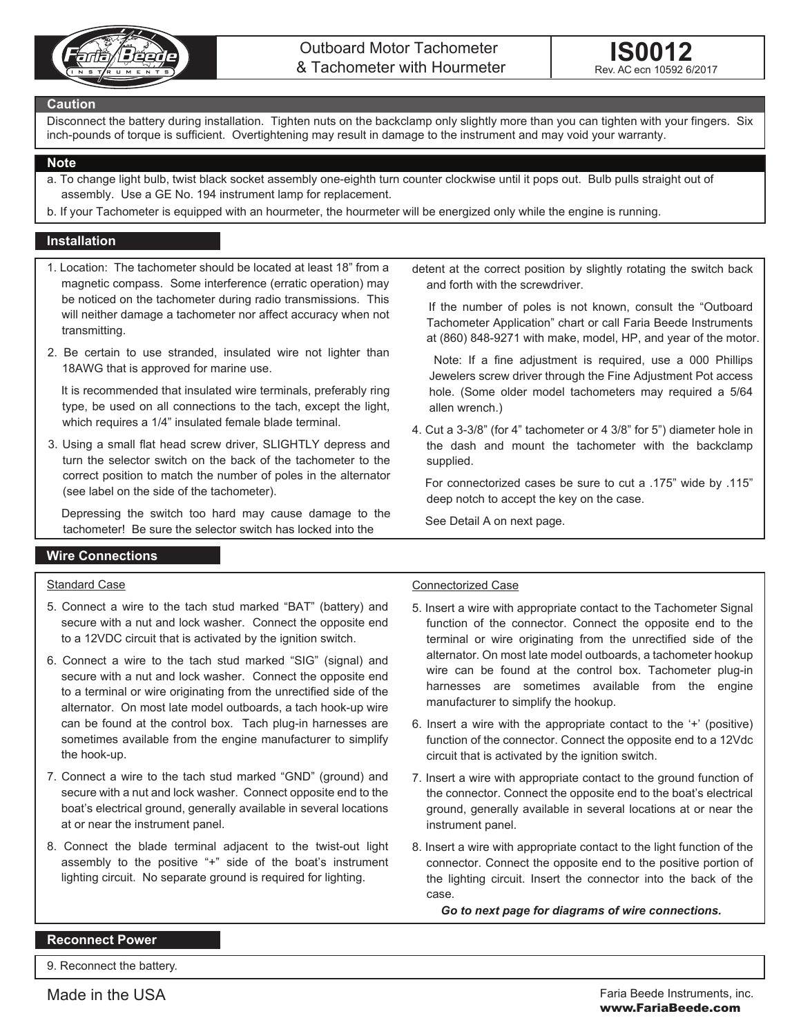# Outboard Motor Tachometer & Tachometer with Hourmeter

**IS0012**
Rev. AC ecn 10592 6/2017

## Caution

Disconnect the battery during installation. Tighten nuts on the backclamp only slightly more than you can tighten with your fingers. Six inch-pounds of torque is sufficient. Overtightening may result in damage to the instrument and may void your warranty.

## Note

a. To change light bulb, twist black socket assembly one-eighth turn counter clockwise until it pops out. Bulb pulls straight out of assembly. Use a GE No. 194 instrument lamp for replacement.

b. If your Tachometer is equipped with an hourmeter, the hourmeter will be energized only while the engine is running.

## Installation

1. Location: The tachometer should be located at least 18" from a magnetic compass. Some interference (erratic operation) may be noticed on the tachometer during radio transmissions. This will neither damage a tachometer nor affect accuracy when not transmitting.

2. Be certain to use stranded, insulated wire not lighter than 18AWG that is approved for marine use.

   It is recommended that insulated wire terminals, preferably ring type, be used on all connections to the tach, except the light, which requires a 1/4" insulated female blade terminal.

3. Using a small flat head screw driver, SLIGHTLY depress and turn the selector switch on the back of the tachometer to the correct position to match the number of poles in the alternator (see label on the side of the tachometer).

   Depressing the switch too hard may cause damage to the tachometer! Be sure the selector switch has locked into the detent at the correct position by slightly rotating the switch back and forth with the screwdriver.

   If the number of poles is not known, consult the "Outboard Tachometer Application" chart or call Faria Beede Instruments at (860) 848-9271 with make, model, HP, and year of the motor.

   Note: If a fine adjustment is required, use a 000 Phillips Jewelers screw driver through the Fine Adjustment Pot access hole. (Some older model tachometers may required a 5/64 allen wrench.)

4. Cut a 3-3/8" (for 4" tachometer or 4 3/8" for 5") diameter hole in the dash and mount the tachometer with the backclamp supplied.

   For connectorized cases be sure to cut a .175" wide by .115" deep notch to accept the key on the case.

   See Detail A on next page.

## Wire Connections

### Standard Case

5. Connect a wire to the tach stud marked "BAT" (battery) and secure with a nut and lock washer. Connect the opposite end to a 12VDC circuit that is activated by the ignition switch.

6. Connect a wire to the tach stud marked "SIG" (signal) and secure with a nut and lock washer. Connect the opposite end to a terminal or wire originating from the unrectified side of the alternator. On most late model outboards, a tach hook-up wire can be found at the control box. Tach plug-in harnesses are sometimes available from the engine manufacturer to simplify the hook-up.

7. Connect a wire to the tach stud marked "GND" (ground) and secure with a nut and lock washer. Connect opposite end to the boat's electrical ground, generally available in several locations at or near the instrument panel.

8. Connect the blade terminal adjacent to the twist-out light assembly to the positive "+" side of the boat's instrument lighting circuit. No separate ground is required for lighting.

### Connectorized Case

5. Insert a wire with appropriate contact to the Tachometer Signal function of the connector. Connect the opposite end to the terminal or wire originating from the unrectified side of the alternator. On most late model outboards, a tachometer hookup wire can be found at the control box. Tachometer plug-in harnesses are sometimes available from the engine manufacturer to simplify the hookup.

6. Insert a wire with the appropriate contact to the '+' (positive) function of the connector. Connect the opposite end to a 12Vdc circuit that is activated by the ignition switch.

7. Insert a wire with appropriate contact to the ground function of the connector. Connect the opposite end to the boat's electrical ground, generally available in several locations at or near the instrument panel.

8. Insert a wire with appropriate contact to the light function of the connector. Connect the opposite end to the positive portion of the lighting circuit. Insert the connector into the back of the case.

***Go to next page for diagrams of wire connections.***

## Reconnect Power

9. Reconnect the battery.

Made in the USA

Faria Beede Instruments, inc.
**www.FariaBeede.com**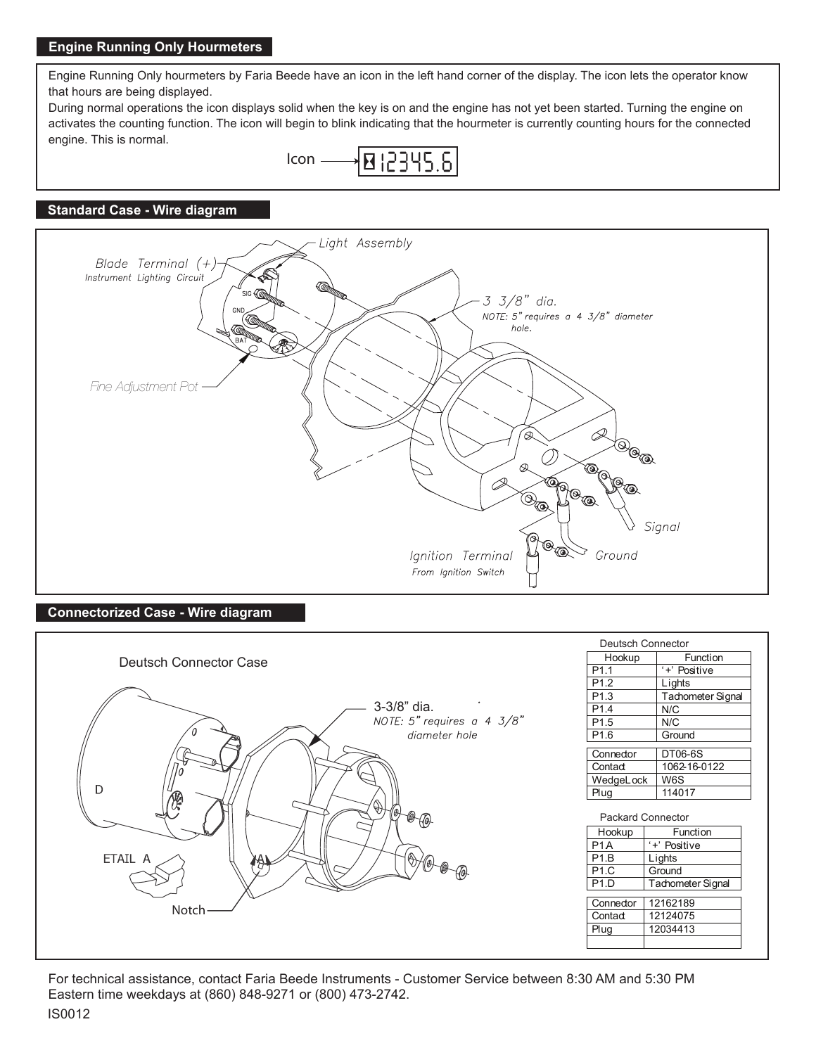## Engine Running Only Hourmeters

Engine Running Only hourmeters by Faria Beede have an icon in the left hand corner of the display. The icon lets the operator know that hours are being displayed.

During normal operations the icon displays solid when the key is on and the engine has not yet been started. Turning the engine on activates the counting function. The icon will begin to blink indicating that the hourmeter is currently counting hours for the connected engine. This is normal.

Icon → 12345.6

## Standard Case - Wire diagram

Light Assembly

Blade Terminal (+)
Instrument Lighting Circuit

SIG

GND

BAT

3 3/8" dia.
NOTE: 5" requires a 4 3/8" diameter hole.

Fine Adjustment Pot

Signal

Ignition Terminal
From Ignition Switch

Ground

## Connectorized Case - Wire diagram

Deutsch Connector Case

3-3/8" dia.
NOTE: 5" requires a 4 3/8" diameter hole

D

DETAIL A

Notch

Deutsch Connector

| Hookup | Function |
|---|---|
| P1.1 | '+' Positive |
| P1.2 | Lights |
| P1.3 | Tachometer Signal |
| P1.4 | N/C |
| P1.5 | N/C |
| P1.6 | Ground |

| | |
|---|---|
| Connector | DT06-6S |
| Contact | 1062-16-0122 |
| WedgeLock | W6S |
| Plug | 114017 |

Packard Connector

| Hookup | Function |
|---|---|
| P1A | '+' Positive |
| P1.B | Lights |
| P1.C | Ground |
| P1.D | Tachometer Signal |

| | |
|---|---|
| Connector | 12162189 |
| Contact | 12124075 |
| Plug | 12034413 |
| | |

For technical assistance, contact Faria Beede Instruments - Customer Service between 8:30 AM and 5:30 PM Eastern time weekdays at (860) 848-9271 or (800) 473-2742.

IS0012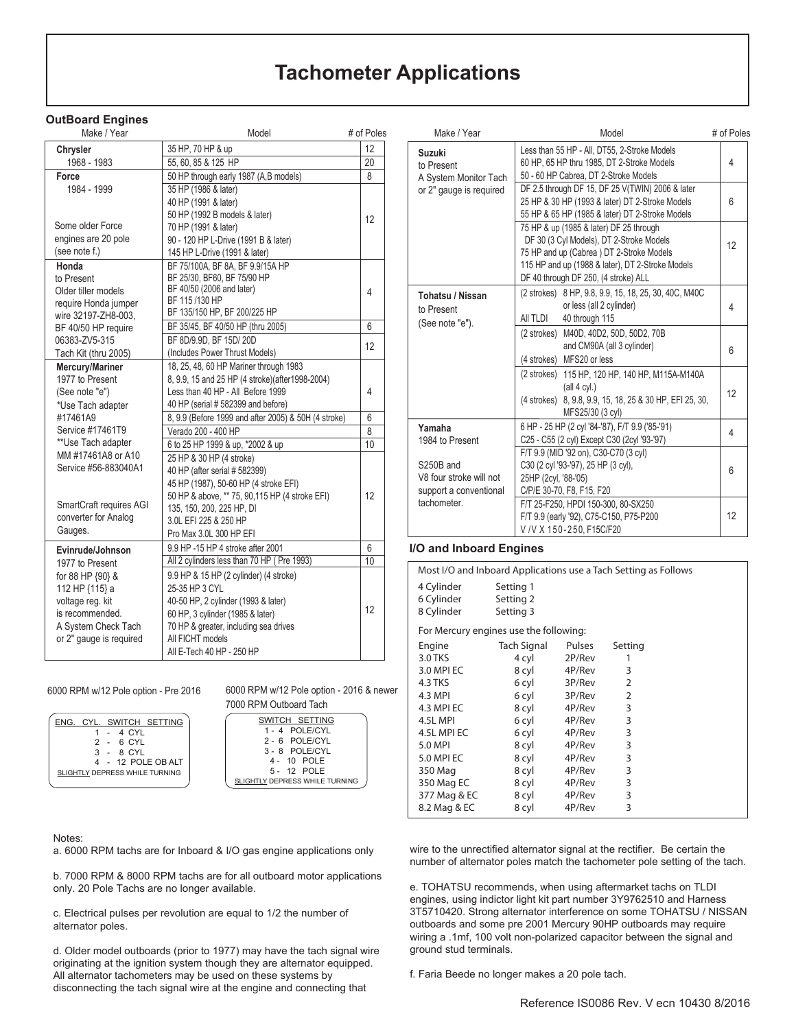# Tachometer Applications

## OutBoard Engines

| Make / Year | Model | # of Poles |
|---|---|---|
| **Chrysler** 1968 - 1983 | 35 HP, 70 HP & up | 12 |
| | 55, 60, 85 & 125 HP | 20 |
| **Force** 1984 - 1999 | 50 HP through early 1987 (A,B models) | 8 |
| Some older Force engines are 20 pole (see note f.) | 35 HP (1986 & later)<br>40 HP (1991 & later)<br>50 HP (1992 B models & later)<br>70 HP (1991 & later)<br>90 - 120 HP L-Drive (1991 B & later)<br>145 HP L-Drive (1991 & later) | 12 |
| **Honda** to Present<br>Older tiller models require Honda jumper wire 32197-ZH8-003, BF 40/50 HP require 06383-ZV5-315 Tach Kit (thru 2005) | BF 75/100A, BF 8A, BF 9.9/15A HP<br>BF 25/30, BF60, BF 75/90 HP<br>BF 40/50 (2006 and later)<br>BF 115 /130 HP<br>BF 135/150 HP, BF 200/225 HP | 4 |
| | BF 35/45, BF 40/50 HP (thru 2005) | 6 |
| | BF 8D/9.9D, BF 15D/ 20D<br>(Includes Power Thrust Models) | 12 |
| **Mercury/Mariner** 1977 to Present<br>(See note "e")<br>*Use Tach adapter #17461A9 Service #17461T9<br>**Use Tach adapter MM #17461A8 or A10 Service #56-883040A1<br>SmartCraft requires AGI converter for Analog Gauges. | 18, 25, 48, 60 HP Mariner through 1983<br>8, 9.9, 15 and 25 HP (4 stroke)(after1998-2004)<br>Less than 40 HP - All Before 1999<br>40 HP (serial # 582399 and before) | 4 |
| | 8, 9.9 (Before 1999 and after 2005) & 50H (4 stroke) | 6 |
| | Verado 200 - 400 HP | 8 |
| | 6 to 25 HP 1999 & up, *2002 & up | 10 |
| | 25 HP & 30 HP (4 stroke)<br>40 HP (after serial # 582399)<br>45 HP (1987), 50-60 HP (4 stroke EFI)<br>50 HP & above, ** 75, 90,115 HP (4 stroke EFI)<br>135, 150, 200, 225 HP, DI<br>3.0L EFI 225 & 250 HP<br>Pro Max 3.0L 300 HP EFI | 12 |
| **Evinrude/Johnson** 1977 to Present<br>for 88 HP {90} & 112 HP {115} a voltage reg. kit is recommended.<br>A System Check Tach or 2" gauge is required | 9.9 HP -15 HP 4 stroke after 2001 | 6 |
| | All 2 cylinders less than 70 HP ( Pre 1993) | 10 |
| | 9.9 HP & 15 HP (2 cylinder) (4 stroke)<br>25-35 HP 3 CYL<br>40-50 HP, 2 cylinder (1993 & later)<br>60 HP, 3 cylinder (1985 & later)<br>70 HP & greater, including sea drives<br>All FICHT models<br>All E-Tech 40 HP - 250 HP | 12 |
| **Suzuki** to Present<br>A System Monitor Tach or 2" gauge is required | Less than 55 HP - All, DT55, 2-Stroke Models<br>60 HP, 65 HP thru 1985, DT 2-Stroke Models<br>50 - 60 HP Cabrea, DT 2-Stroke Models | 4 |
| | DF 2.5 through DF 15, DF 25 V(TWIN) 2006 & later<br>25 HP & 30 HP (1993 & later) DT 2-Stroke Models<br>55 HP & 65 HP (1985 & later) DT 2-Stroke Models | 6 |
| | 75 HP & up (1985 & later) DF 25 through DF 30 (3 Cyl Models), DT 2-Stroke Models<br>75 HP and up (Cabrea ) DT 2-Stroke Models<br>115 HP and up (1988 & later), DT 2-Stroke Models<br>DF 40 through DF 250, (4 stroke) ALL | 12 |
| **Tohatsu / Nissan** to Present<br>(See note "e"). | (2 strokes) 8 HP, 9.8, 9.9, 15, 18, 25, 30, 40C, M40C or less (all 2 cylinder)<br>All TLDI 40 through 115 | 4 |
| | (2 strokes) M40D, 40D2, 50D, 50D2, 70B and CM90A (all 3 cylinder)<br>(4 strokes) MFS20 or less | 6 |
| | (2 strokes) 115 HP, 120 HP, 140 HP, M115A-M140A (all 4 cyl.)<br>(4 strokes) 8, 9.8, 9.9, 15, 18, 25 & 30 HP, EFI 25, 30, MFS25/30 (3 cyl) | 12 |
| **Yamaha** 1984 to Present<br>S250B and V8 four stroke will not support a conventional tachometer. | 6 HP - 25 HP (2 cyl '84-'87), F/T 9.9 ('85-'91)<br>C25 - C55 (2 cyl) Except C30 (2cyl '93-'97) | 4 |
| | F/T 9.9 (MID '92 on), C30-C70 (3 cyl)<br>C30 (2 cyl '93-'97), 25 HP (3 cyl),<br>25HP (2cyl, '88-'05)<br>C/P/E 30-70, F8, F15, F20 | 6 |
| | F/T 25-F250, HPDI 150-300, 80-SX250<br>F/T 9.9 (early '92), C75-C150, P75-P200<br>V /V X 150-250, F15C/F20 | 12 |

6000 RPM w/12 Pole option - Pre 2016

| ENG. CYL. | SWITCH SETTING |
|---|---|
| 1 | 4 CYL |
| 2 | 6 CYL |
| 3 | 8 CYL |
| 4 | 12 POLE OB ALT |

SLIGHTLY DEPRESS WHILE TURNING

6000 RPM w/12 Pole option - 2016 & newer
7000 RPM Outboard Tach

| SWITCH | SETTING |
|---|---|
| 1 | 4 POLE/CYL |
| 2 | 6 POLE/CYL |
| 3 | 8 POLE/CYL |
| 4 | 10 POLE |
| 5 | 12 POLE |

SLIGHTLY DEPRESS WHILE TURNING

## I/O and Inboard Engines

Most I/O and Inboard Applications use a Tach Setting as Follows

| | |
|---|---|
| 4 Cylinder | Setting 1 |
| 6 Cylinder | Setting 2 |
| 8 Cylinder | Setting 3 |

For Mercury engines use the following:

| Engine | Tach Signal | Pulses | Setting |
|---|---|---|---|
| 3.0 TKS | 4 cyl | 2P/Rev | 1 |
| 3.0 MPI EC | 8 cyl | 4P/Rev | 3 |
| 4.3 TKS | 6 cyl | 3P/Rev | 2 |
| 4.3 MPI | 6 cyl | 3P/Rev | 2 |
| 4.3 MPI EC | 8 cyl | 4P/Rev | 3 |
| 4.5L MPI | 6 cyl | 4P/Rev | 3 |
| 4.5L MPI EC | 6 cyl | 4P/Rev | 3 |
| 5.0 MPI | 8 cyl | 4P/Rev | 3 |
| 5.0 MPI EC | 8 cyl | 4P/Rev | 3 |
| 350 Mag | 8 cyl | 4P/Rev | 3 |
| 350 Mag EC | 8 cyl | 4P/Rev | 3 |
| 377 Mag & EC | 8 cyl | 4P/Rev | 3 |
| 8.2 Mag & EC | 8 cyl | 4P/Rev | 3 |

Notes:

a. 6000 RPM tachs are for Inboard & I/O gas engine applications only

b. 7000 RPM & 8000 RPM tachs are for all outboard motor applications only. 20 Pole Tachs are no longer available.

c. Electrical pulses per revolution are equal to 1/2 the number of alternator poles.

d. Older model outboards (prior to 1977) may have the tach signal wire originating at the ignition system though they are alternator equipped. All alternator tachometers may be used on these systems by disconnecting the tach signal wire at the engine and connecting that wire to the unrectified alternator signal at the rectifier. Be certain the number of alternator poles match the tachometer pole setting of the tach.

e. TOHATSU recommends, when using aftermarket tachs on TLDI engines, using indictor light kit part number 3Y9762510 and Harness 3T5710420. Strong alternator interference on some TOHATSU / NISSAN outboards and some pre 2001 Mercury 90HP outboards may require wiring a .1mf, 100 volt non-polarized capacitor between the signal and ground stud terminals.

f. Faria Beede no longer makes a 20 pole tach.

Reference IS0086 Rev. V ecn 10430 8/2016